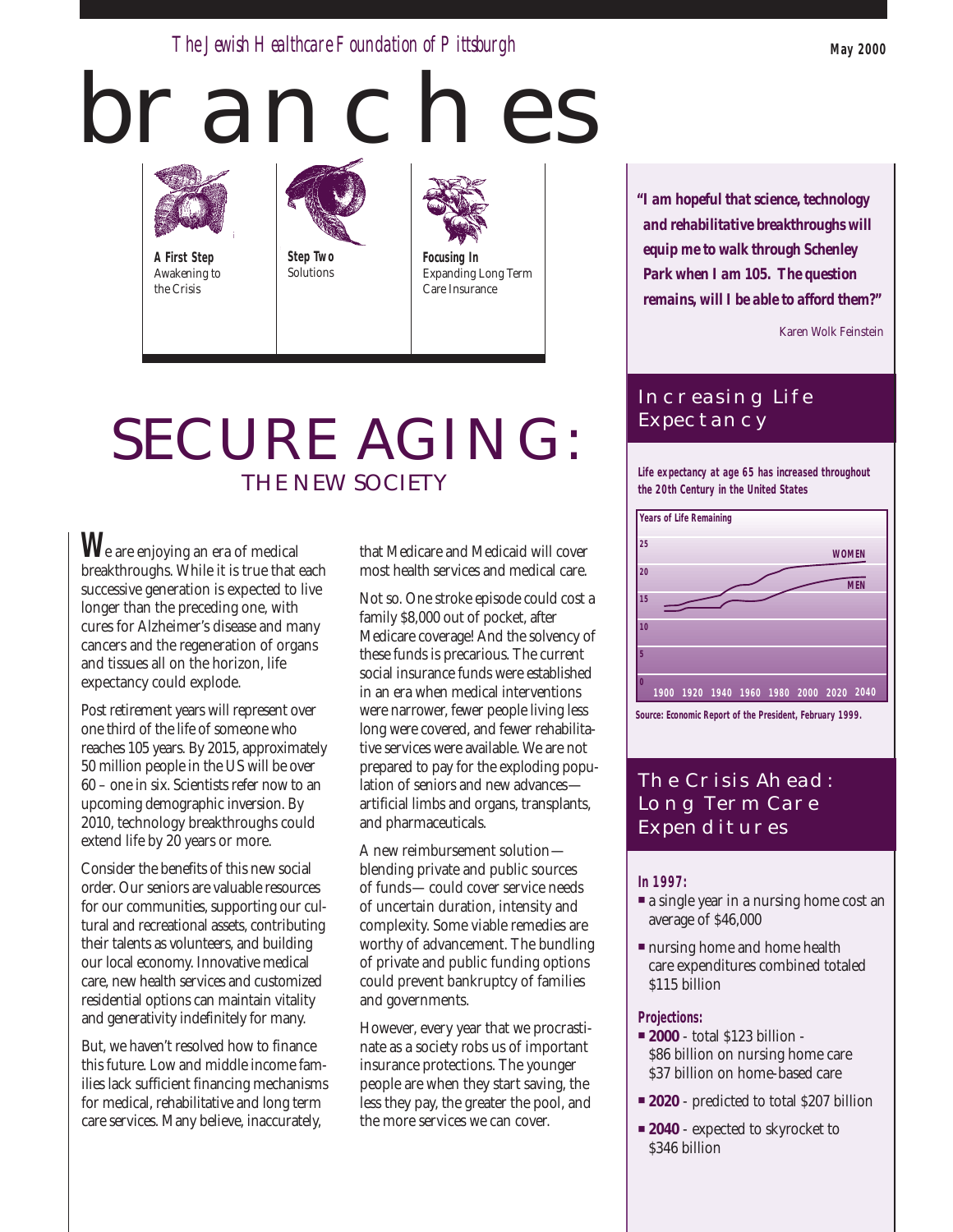*The Jewish Healthcare Foundation of Pittsburgh*

May 2000

# branches

**A First Step**
Awakening to the Crisis

**Step Two**
Solutions

**Focusing In**
Expanding Long Term Care Insurance

# SECURE AGING:
## THE NEW SOCIETY

We are enjoying an era of medical breakthroughs. While it is true that each successive generation is expected to live longer than the preceding one, with cures for Alzheimer's disease and many cancers and the regeneration of organs and tissues all on the horizon, life expectancy could explode.

Post retirement years will represent over one third of the life of someone who reaches 105 years. By 2015, approximately 50 million people in the US will be over 60 – one in six. Scientists refer now to an upcoming demographic inversion. By 2010, technology breakthroughs could extend life by 20 years or more.

Consider the benefits of this new social order. Our seniors are valuable resources for our communities, supporting our cultural and recreational assets, contributing their talents as volunteers, and building our local economy. Innovative medical care, new health services and customized residential options can maintain vitality and generativity indefinitely for many.

But, we haven't resolved how to finance this future. Low and middle income families lack sufficient financing mechanisms for medical, rehabilitative and long term care services. Many believe, inaccurately, that Medicare and Medicaid will cover most health services and medical care.

Not so. One stroke episode could cost a family $8,000 out of pocket, after Medicare coverage! And the solvency of these funds is precarious. The current social insurance funds were established in an era when medical interventions were narrower, fewer people living less long were covered, and fewer rehabilitative services were available. We are not prepared to pay for the exploding population of seniors and new advances—artificial limbs and organs, transplants, and pharmaceuticals.

A new reimbursement solution—blending private and public sources of funds—could cover service needs of uncertain duration, intensity and complexity. Some viable remedies are worthy of advancement. The bundling of private and public funding options could prevent bankruptcy of families and governments.

However, every year that we procrastinate as a society robs us of important insurance protections. The younger people are when they start saving, the less they pay, the greater the pool, and the more services we can cover.

**"I am hopeful that science, technology and rehabilitative breakthroughs will equip me to walk through Schenley Park when I am 105. The question remains, will I be able to afford them?"**

Karen Wolk Feinstein

## Increasing Life Expectancy

**Life expectancy at age 65 has increased throughout the 20th Century in the United States**

Years of Life Remaining (chart: WOMEN, MEN; y-axis 0–25; x-axis 1900–2040)

**Source: Economic Report of the President, February 1999.**

## The Crisis Ahead: Long Term Care Expenditures

**In 1997:**

- a single year in a nursing home cost an average of $46,000
- nursing home and home health care expenditures combined totaled $115 billion

**Projections:**

- **2000** - total $123 billion - $86 billion on nursing home care $37 billion on home-based care
- **2020** - predicted to total $207 billion
- **2040** - expected to skyrocket to $346 billion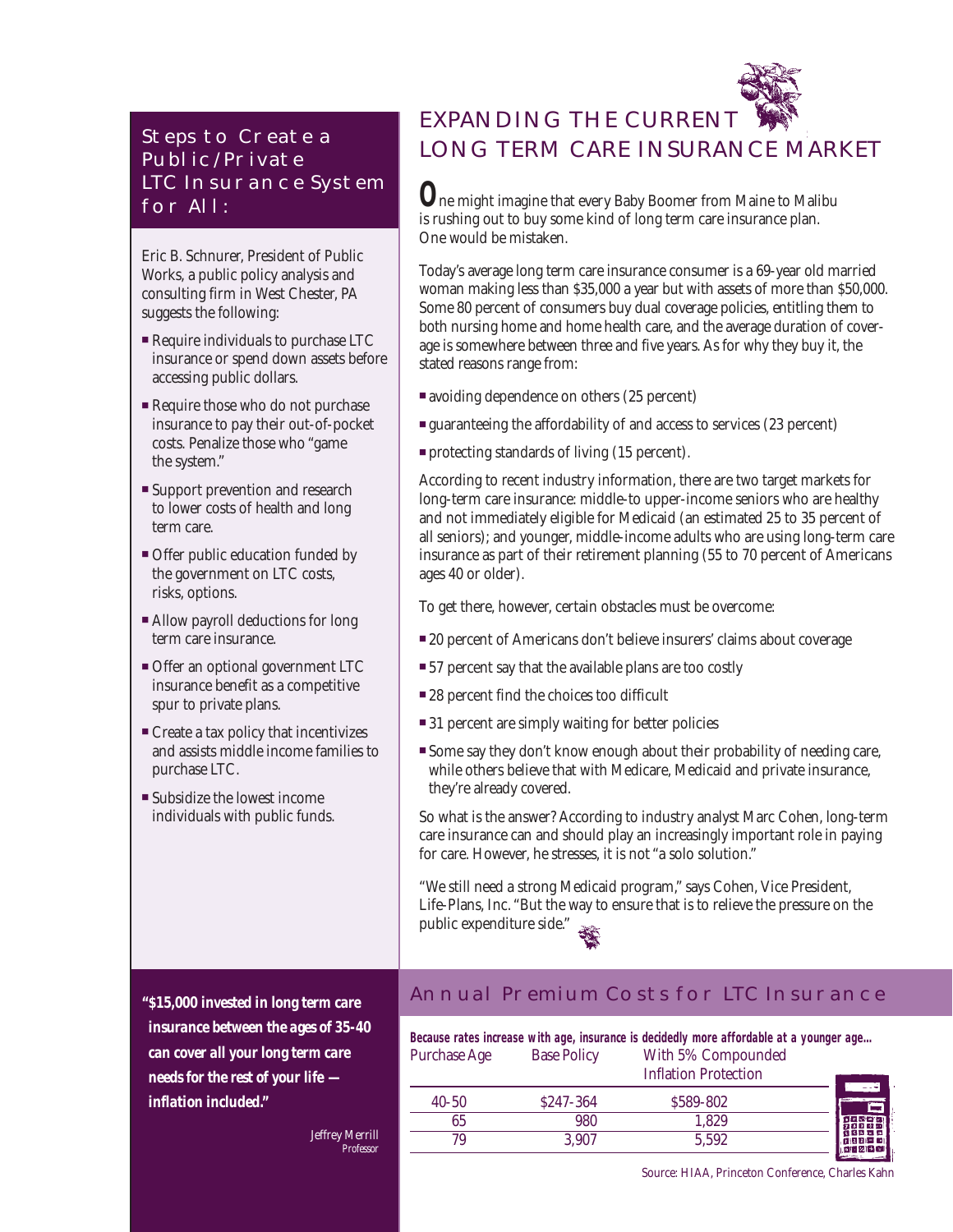## Steps to Create a Public/Private LTC Insurance System for All:

Eric B. Schnurer, President of Public Works, a public policy analysis and consulting firm in West Chester, PA suggests the following:

- Require individuals to purchase LTC insurance or spend down assets before accessing public dollars.
- Require those who do not purchase insurance to pay their out-of-pocket costs. Penalize those who "game the system."
- Support prevention and research to lower costs of health and long term care.
- Offer public education funded by the government on LTC costs, risks, options.
- Allow payroll deductions for long term care insurance.
- Offer an optional government LTC insurance benefit as a competitive spur to private plans.
- Create a tax policy that incentivizes and assists middle income families to purchase LTC.
- Subsidize the lowest income individuals with public funds.

# EXPANDING THE CURRENT LONG TERM CARE INSURANCE MARKET

One might imagine that every Baby Boomer from Maine to Malibu is rushing out to buy some kind of long term care insurance plan. One would be mistaken.

Today's average long term care insurance consumer is a 69-year old married woman making less than $35,000 a year but with assets of more than $50,000. Some 80 percent of consumers buy dual coverage policies, entitling them to both nursing home and home health care, and the average duration of coverage is somewhere between three and five years. As for why they buy it, the stated reasons range from:

- avoiding dependence on others (25 percent)
- guaranteeing the affordability of and access to services (23 percent)
- protecting standards of living (15 percent).

According to recent industry information, there are two target markets for long-term care insurance: middle-to upper-income seniors who are healthy and not immediately eligible for Medicaid (an estimated 25 to 35 percent of all seniors); and younger, middle-income adults who are using long-term care insurance as part of their retirement planning (55 to 70 percent of Americans ages 40 or older).

To get there, however, certain obstacles must be overcome:

- 20 percent of Americans don't believe insurers' claims about coverage
- 57 percent say that the available plans are too costly
- 28 percent find the choices too difficult
- 31 percent are simply waiting for better policies
- Some say they don't know enough about their probability of needing care, while others believe that with Medicare, Medicaid and private insurance, they're already covered.

So what is the answer? According to industry analyst Marc Cohen, long-term care insurance can and should play an increasingly important role in paying for care. However, he stresses, it is not "a solo solution."

"We still need a strong Medicaid program," says Cohen, Vice President, Life-Plans, Inc. "But the way to ensure that is to relieve the pressure on the public expenditure side."

**"$15,000 invested in long term care insurance between the ages of 35-40 can cover all your long term care needs for the rest of your life — inflation included."**

Jeffrey Merrill
*Professor*

## Annual Premium Costs for LTC Insurance

**Because rates increase with age, insurance is decidedly more affordable at a younger age...**

| Purchase Age | Base Policy | With 5% Compounded Inflation Protection |
|---|---|---|
| 40-50 | $247-364 | $589-802 |
| 65 | 980 | 1,829 |
| 79 | 3,907 | 5,592 |

Source: HIAA, Princeton Conference, Charles Kahn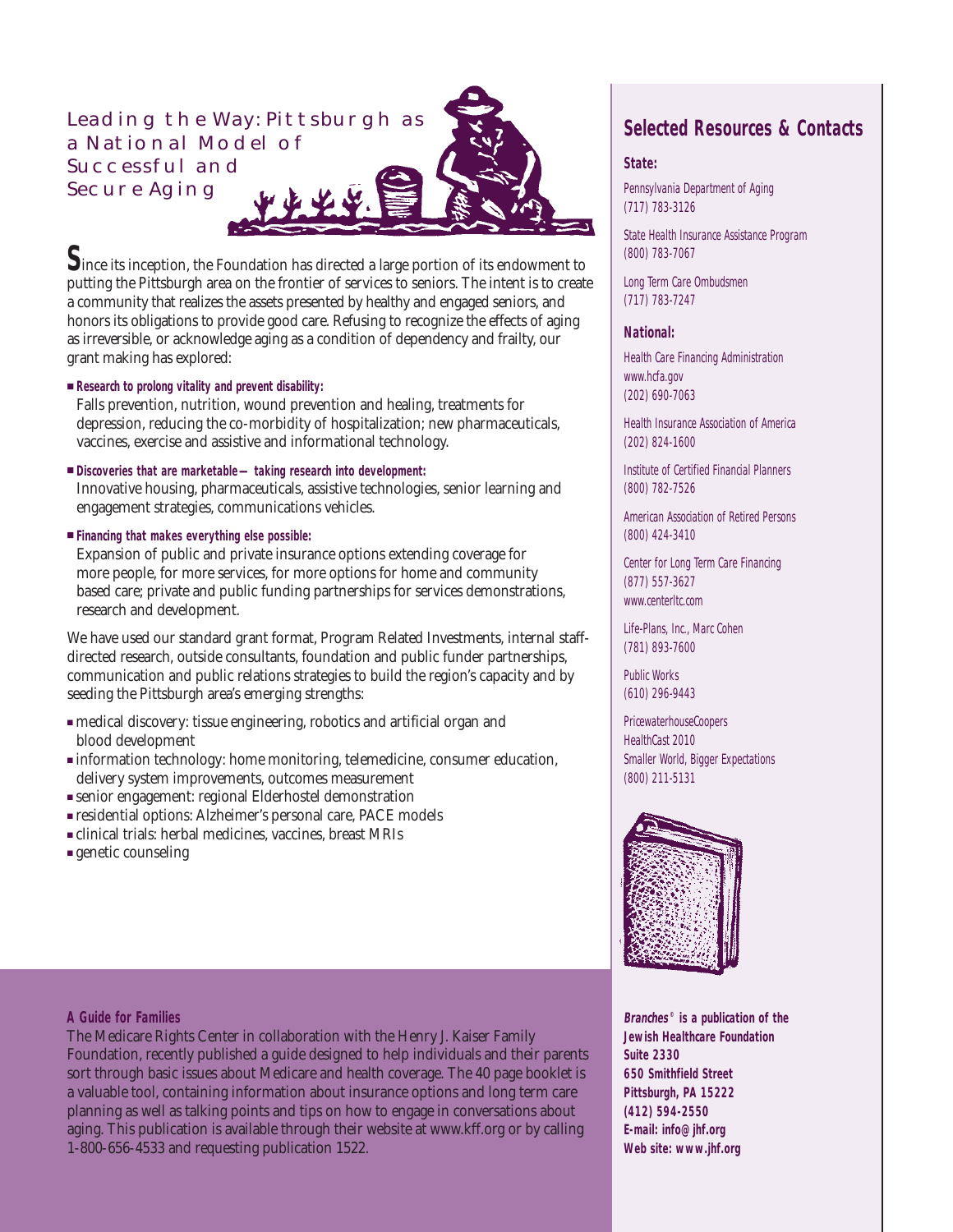## Leading the Way: Pittsburgh as a National Model of Successful and Secure Aging

**S**ince its inception, the Foundation has directed a large portion of its endowment to putting the Pittsburgh area on the frontier of services to seniors. The intent is to create a community that realizes the assets presented by healthy and engaged seniors, and honors its obligations to provide good care. Refusing to recognize the effects of aging as irreversible, or acknowledge aging as a condition of dependency and frailty, our grant making has explored:

- **Research to prolong vitality and prevent disability:** Falls prevention, nutrition, wound prevention and healing, treatments for depression, reducing the co-morbidity of hospitalization; new pharmaceuticals, vaccines, exercise and assistive and informational technology.
- **Discoveries that are marketable— taking research into development:** Innovative housing, pharmaceuticals, assistive technologies, senior learning and engagement strategies, communications vehicles.
- **Financing that makes everything else possible:** Expansion of public and private insurance options extending coverage for more people, for more services, for more options for home and community based care; private and public funding partnerships for services demonstrations, research and development.

We have used our standard grant format, Program Related Investments, internal staff-directed research, outside consultants, foundation and public funder partnerships, communication and public relations strategies to build the region's capacity and by seeding the Pittsburgh area's emerging strengths:

- medical discovery: tissue engineering, robotics and artificial organ and blood development
- information technology: home monitoring, telemedicine, consumer education, delivery system improvements, outcomes measurement
- senior engagement: regional Elderhostel demonstration
- residential options: Alzheimer's personal care, PACE models
- clinical trials: herbal medicines, vaccines, breast MRIs
- genetic counseling

### A Guide for Families

The Medicare Rights Center in collaboration with the Henry J. Kaiser Family Foundation, recently published a guide designed to help individuals and their parents sort through basic issues about Medicare and health coverage. The 40 page booklet is a valuable tool, containing information about insurance options and long term care planning as well as talking points and tips on how to engage in conversations about aging. This publication is available through their website at www.kff.org or by calling 1-800-656-4533 and requesting publication 1522.

## Selected Resources & Contacts

**State:**

Pennsylvania Department of Aging
(717) 783-3126

State Health Insurance Assistance Program
(800) 783-7067

Long Term Care Ombudsmen
(717) 783-7247

**National:**

Health Care Financing Administration
www.hcfa.gov
(202) 690-7063

Health Insurance Association of America
(202) 824-1600

Institute of Certified Financial Planners
(800) 782-7526

American Association of Retired Persons
(800) 424-3410

Center for Long Term Care Financing
(877) 557-3627
www.centerltc.com

Life-Plans, Inc., Marc Cohen
(781) 893-7600

Public Works
(610) 296-9443

PricewaterhouseCoopers
HealthCast 2010
Smaller World, Bigger Expectations
(800) 211-5131

***Branches*© is a publication of the Jewish Healthcare Foundation**
**Suite 2330**
**650 Smithfield Street**
**Pittsburgh, PA 15222**
**(412) 594-2550**
**E-mail: info@jhf.org**
**Web site: www.jhf.org**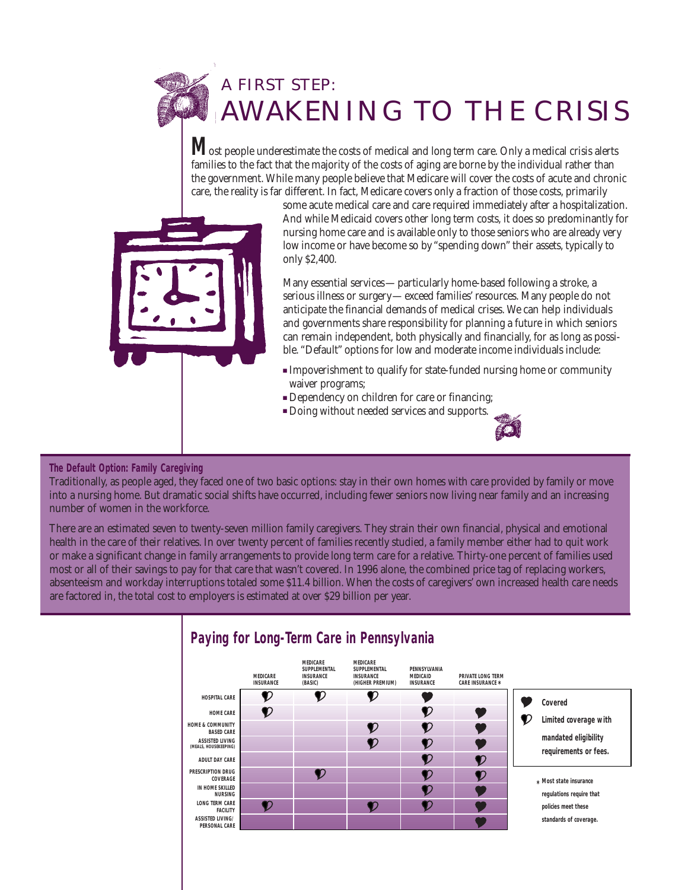# A FIRST STEP: AWAKENING TO THE CRISIS

**M**ost people underestimate the costs of medical and long term care. Only a medical crisis alerts families to the fact that the majority of the costs of aging are borne by the individual rather than the government. While many people believe that Medicare will cover the costs of acute and chronic care, the reality is far different. In fact, Medicare covers only a fraction of those costs, primarily some acute medical care and care required immediately after a hospitalization. And while Medicaid covers other long term costs, it does so predominantly for nursing home care and is available only to those seniors who are already very low income or have become so by "spending down" their assets, typically to only $2,400.

Many essential services—particularly home-based following a stroke, a serious illness or surgery—exceed families' resources. Many people do not anticipate the financial demands of medical crises. We can help individuals and governments share responsibility for planning a future in which seniors can remain independent, both physically and financially, for as long as possible. "Default" options for low and moderate income individuals include:

- Impoverishment to qualify for state-funded nursing home or community waiver programs;
- Dependency on children for care or financing;
- Doing without needed services and supports.

### The Default Option: Family Caregiving

Traditionally, as people aged, they faced one of two basic options: stay in their own homes with care provided by family or move into a nursing home. But dramatic social shifts have occurred, including fewer seniors now living near family and an increasing number of women in the workforce.

There are an estimated seven to twenty-seven million family caregivers. They strain their own financial, physical and emotional health in the care of their relatives. In over twenty percent of families recently studied, a family member either had to quit work or make a significant change in family arrangements to provide long term care for a relative. Thirty-one percent of families used most or all of their savings to pay for that care that wasn't covered. In 1996 alone, the combined price tag of replacing workers, absenteeism and workday interruptions totaled some $11.4 billion. When the costs of caregivers' own increased health care needs are factored in, the total cost to employers is estimated at over $29 billion per year.

## Paying for Long-Term Care in Pennsylvania

| | Medicare Insurance | Medicare Supplemental Insurance (Basic) | Medicare Supplemental Insurance (Higher Premium) | Pennsylvania Medicaid Insurance | Private Long Term Care Insurance * |
|---|---|---|---|---|---|
| Hospital Care | Limited | Limited | Limited | Covered | |
| Home Care | Limited | | | Limited | Covered |
| Home & Community Based Care | | | Limited | Limited | Covered |
| Assisted Living (Meals, Housekeeping) | | | Limited | Limited | Covered |
| Adult Day Care | | | | Limited | Limited |
| Prescription Drug Coverage | | Limited | | Limited | Limited |
| In Home Skilled Nursing | | | | Limited | Covered |
| Long Term Care Facility | Limited | | Limited | Limited | Covered |
| Assisted Living/ Personal Care | | | | | Covered |

Covered

Limited coverage with mandated eligibility requirements or fees.

* Most state insurance regulations require that policies meet these standards of coverage.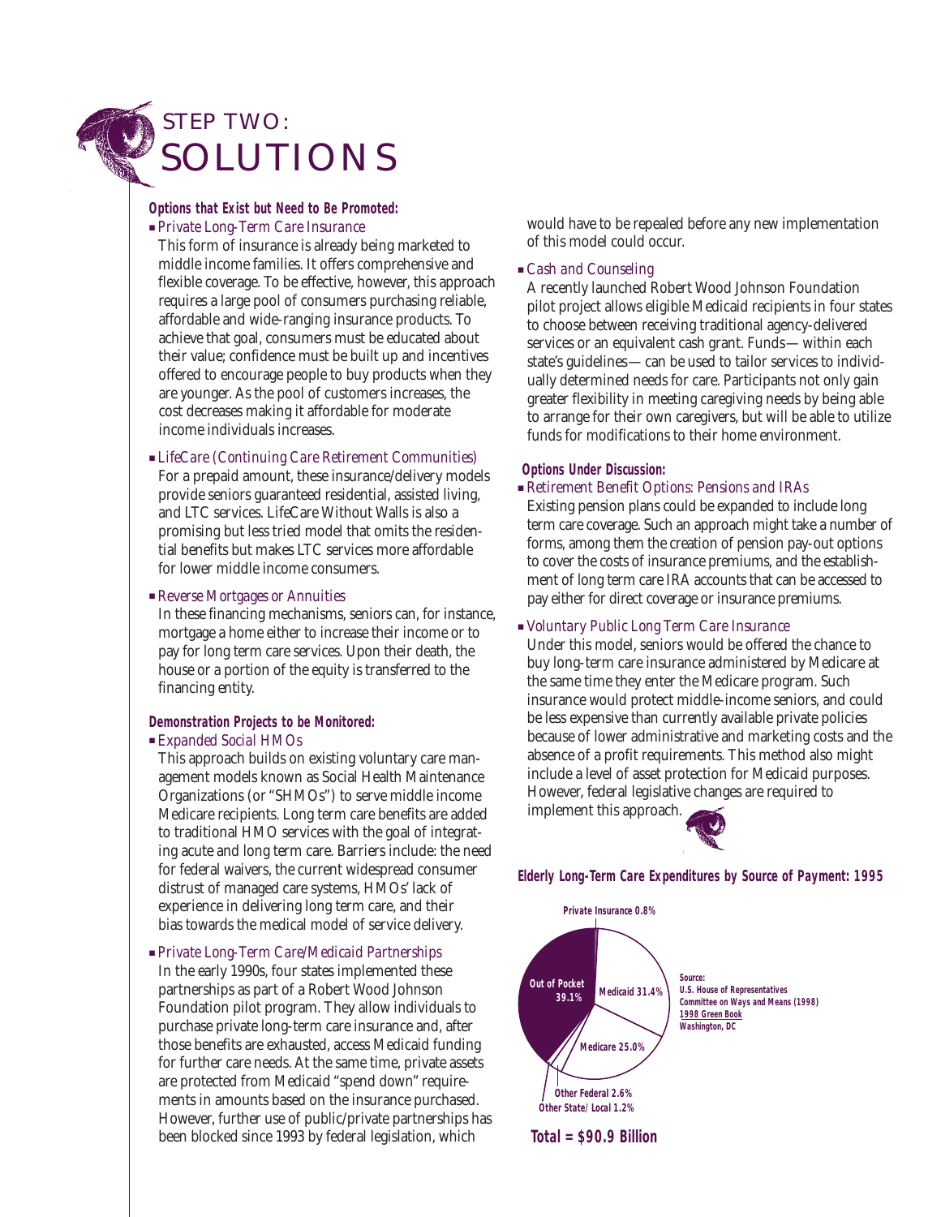# STEP TWO: SOLUTIONS

**Options that Exist but Need to Be Promoted:**

- *Private Long-Term Care Insurance*

This form of insurance is already being marketed to middle income families. It offers comprehensive and flexible coverage. To be effective, however, this approach requires a large pool of consumers purchasing reliable, affordable and wide-ranging insurance products. To achieve that goal, consumers must be educated about their value; confidence must be built up and incentives offered to encourage people to buy products when they are younger. As the pool of customers increases, the cost decreases making it affordable for moderate income individuals increases.

- *LifeCare (Continuing Care Retirement Communities)*

For a prepaid amount, these insurance/delivery models provide seniors guaranteed residential, assisted living, and LTC services. LifeCare Without Walls is also a promising but less tried model that omits the residential benefits but makes LTC services more affordable for lower middle income consumers.

- *Reverse Mortgages or Annuities*

In these financing mechanisms, seniors can, for instance, mortgage a home either to increase their income or to pay for long term care services. Upon their death, the house or a portion of the equity is transferred to the financing entity.

**Demonstration Projects to be Monitored:**

- *Expanded Social HMOs*

This approach builds on existing voluntary care management models known as Social Health Maintenance Organizations (or "SHMOs") to serve middle income Medicare recipients. Long term care benefits are added to traditional HMO services with the goal of integrating acute and long term care. Barriers include: the need for federal waivers, the current widespread consumer distrust of managed care systems, HMOs' lack of experience in delivering long term care, and their bias towards the medical model of service delivery.

- *Private Long-Term Care/Medicaid Partnerships*

In the early 1990s, four states implemented these partnerships as part of a Robert Wood Johnson Foundation pilot program. They allow individuals to purchase private long-term care insurance and, after those benefits are exhausted, access Medicaid funding for further care needs. At the same time, private assets are protected from Medicaid "spend down" requirements in amounts based on the insurance purchased. However, further use of public/private partnerships has been blocked since 1993 by federal legislation, which would have to be repealed before any new implementation of this model could occur.

- *Cash and Counseling*

A recently launched Robert Wood Johnson Foundation pilot project allows eligible Medicaid recipients in four states to choose between receiving traditional agency-delivered services or an equivalent cash grant. Funds— within each state's guidelines— can be used to tailor services to individually determined needs for care. Participants not only gain greater flexibility in meeting caregiving needs by being able to arrange for their own caregivers, but will be able to utilize funds for modifications to their home environment.

**Options Under Discussion:**

- *Retirement Benefit Options: Pensions and IRAs*

Existing pension plans could be expanded to include long term care coverage. Such an approach might take a number of forms, among them the creation of pension pay-out options to cover the costs of insurance premiums, and the establishment of long term care IRA accounts that can be accessed to pay either for direct coverage or insurance premiums.

- *Voluntary Public Long Term Care Insurance*

Under this model, seniors would be offered the chance to buy long-term care insurance administered by Medicare at the same time they enter the Medicare program. Such insurance would protect middle-income seniors, and could be less expensive than currently available private policies because of lower administrative and marketing costs and the absence of a profit requirements. This method also might include a level of asset protection for Medicaid purposes. However, federal legislative changes are required to implement this approach.

**Elderly Long-Term Care Expenditures by Source of Payment: 1995**

| Source of Payment | Share |
|---|---|
| Out of Pocket | 39.1% |
| Medicaid | 31.4% |
| Medicare | 25.0% |
| Other Federal | 2.6% |
| Other State/ Local | 1.2% |
| Private Insurance | 0.8% |

**Total = $90.9 Billion**

Source: U.S. House of Representatives Committee on Ways and Means (1998) 1998 Green Book Washington, DC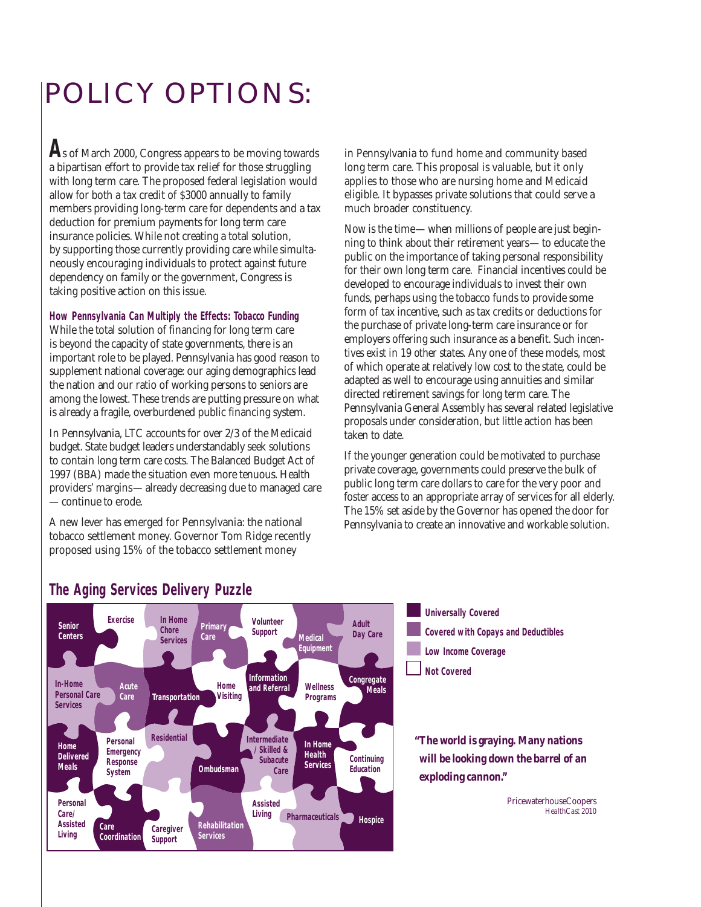# POLICY OPTIONS:

As of March 2000, Congress appears to be moving towards a bipartisan effort to provide tax relief for those struggling with long term care. The proposed federal legislation would allow for both a tax credit of $3000 annually to family members providing long-term care for dependents and a tax deduction for premium payments for long term care insurance policies. While not creating a total solution, by supporting those currently providing care while simultaneously encouraging individuals to protect against future dependency on family or the government, Congress is taking positive action on this issue.

**How Pennsylvania Can Multiply the Effects: Tobacco Funding**

While the total solution of financing for long term care is beyond the capacity of state governments, there is an important role to be played. Pennsylvania has good reason to supplement national coverage: our aging demographics lead the nation and our ratio of working persons to seniors are among the lowest. These trends are putting pressure on what is already a fragile, overburdened public financing system.

In Pennsylvania, LTC accounts for over 2/3 of the Medicaid budget. State budget leaders understandably seek solutions to contain long term care costs. The Balanced Budget Act of 1997 (BBA) made the situation even more tenuous. Health providers' margins— already decreasing due to managed care — continue to erode.

A new lever has emerged for Pennsylvania: the national tobacco settlement money. Governor Tom Ridge recently proposed using 15% of the tobacco settlement money in Pennsylvania to fund home and community based long term care. This proposal is valuable, but it only applies to those who are nursing home and Medicaid eligible. It bypasses private solutions that could serve a much broader constituency.

Now is the time— when millions of people are just beginning to think about their retirement years— to educate the public on the importance of taking personal responsibility for their own long term care. Financial incentives could be developed to encourage individuals to invest their own funds, perhaps using the tobacco funds to provide some form of tax incentive, such as tax credits or deductions for the purchase of private long-term care insurance or for employers offering such insurance as a benefit. Such incentives exist in 19 other states. Any one of these models, most of which operate at relatively low cost to the state, could be adapted as well to encourage using annuities and similar directed retirement savings for long term care. The Pennsylvania General Assembly has several related legislative proposals under consideration, but little action has been taken to date.

If the younger generation could be motivated to purchase private coverage, governments could preserve the bulk of public long term care dollars to care for the very poor and foster access to an appropriate array of services for all elderly. The 15% set aside by the Governor has opened the door for Pennsylvania to create an innovative and workable solution.

## The Aging Services Delivery Puzzle

Legend: Universally Covered; Covered with Copays and Deductibles; Low Income Coverage; Not Covered

| Universally Covered | Covered with Copays and Deductibles | Low Income Coverage | Not Covered |
|---|---|---|---|
| Senior Centers | Primary Care | In Home Chore Services | Exercise |
| Transportation | Medical Equipment | Adult Day Care | Volunteer Support |
| Information and Referral | Acute Care | In-Home Personal Care Services | Home Visiting |
| Congregate Meals | Personal Emergency Response System | Residential | Wellness Programs |
| Home Delivered Meals | Rehabilitation Services | Caregiver Support | Continuing Education |
| Ombudsman | | Personal Care/ Assisted Living | Assisted Living |
| Intermediate / Skilled & Subacute Care | | Pharmaceuticals | |
| In Home Health Services | | | |
| Care Coordination | | | |
| Hospice | | | |

**"The world is graying. Many nations will be looking down the barrel of an exploding cannon."**

PricewaterhouseCoopers
*HealthCast 2010*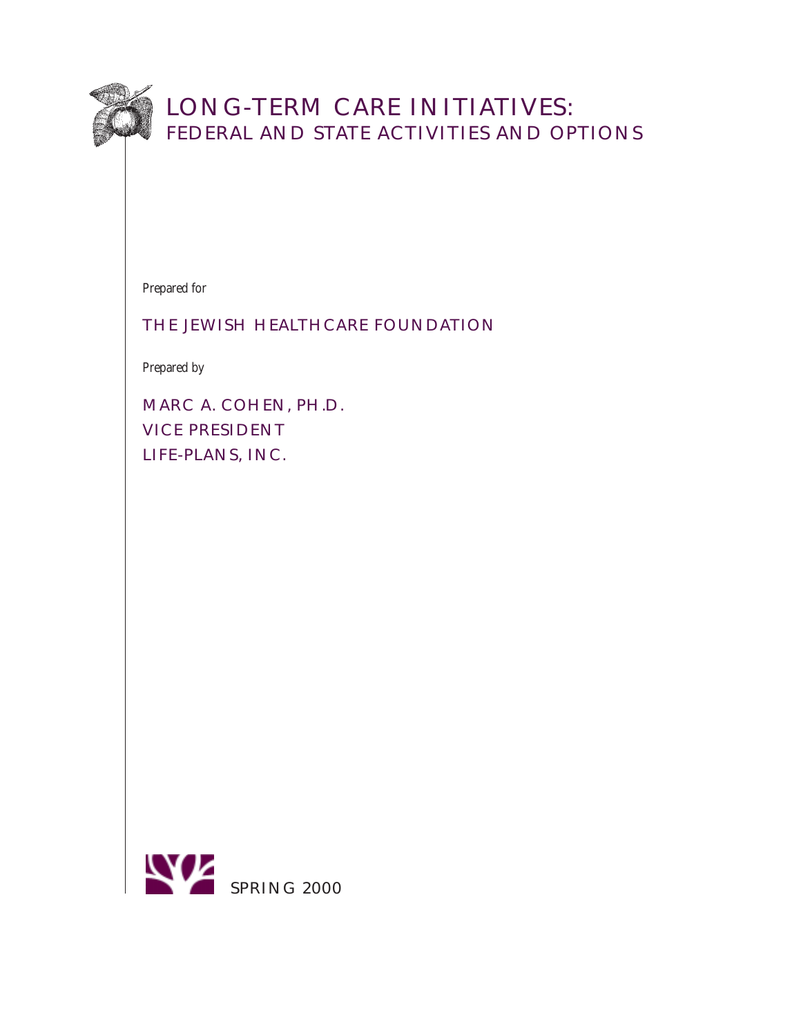# LONG-TERM CARE INITIATIVES:
## FEDERAL AND STATE ACTIVITIES AND OPTIONS

*Prepared for*

THE JEWISH HEALTHCARE FOUNDATION

*Prepared by*

MARC A. COHEN, PH.D.
VICE PRESIDENT
LIFE-PLANS, INC.

SPRING 2000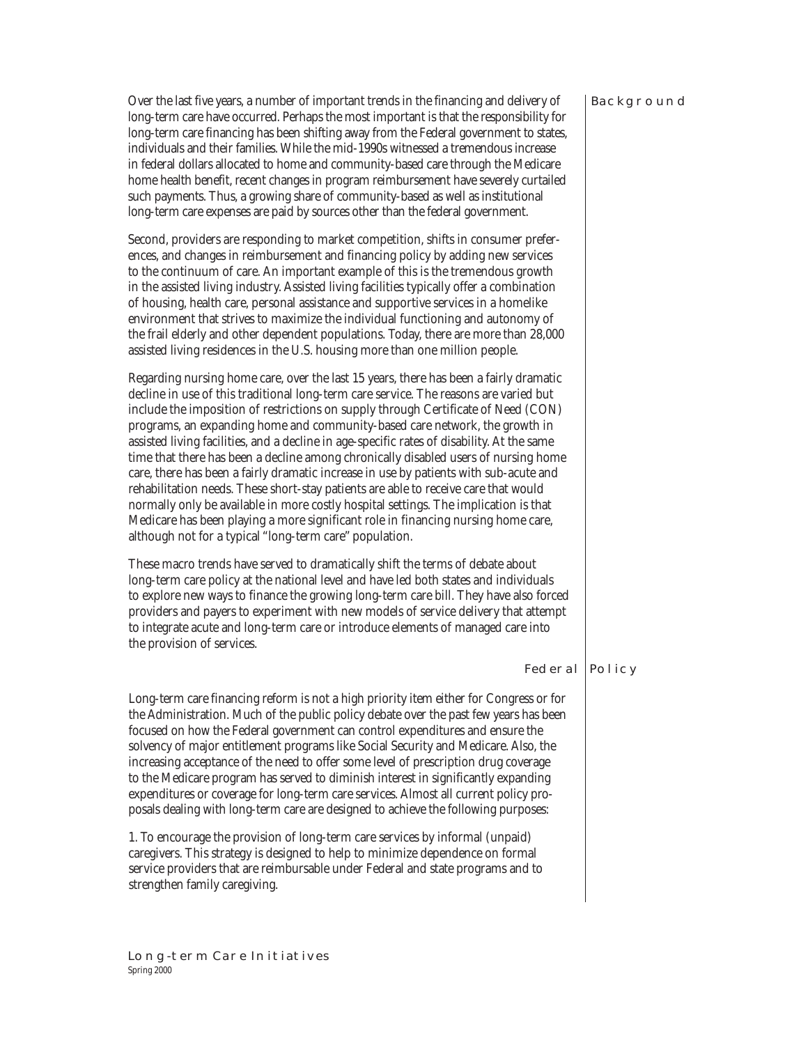## Background

Over the last five years, a number of important trends in the financing and delivery of long-term care have occurred. Perhaps the most important is that the responsibility for long-term care financing has been shifting away from the Federal government to states, individuals and their families. While the mid-1990s witnessed a tremendous increase in federal dollars allocated to home and community-based care through the Medicare home health benefit, recent changes in program reimbursement have severely curtailed such payments. Thus, a growing share of community-based as well as institutional long-term care expenses are paid by sources other than the federal government.

Second, providers are responding to market competition, shifts in consumer preferences, and changes in reimbursement and financing policy by adding new services to the continuum of care. An important example of this is the tremendous growth in the assisted living industry. Assisted living facilities typically offer a combination of housing, health care, personal assistance and supportive services in a homelike environment that strives to maximize the individual functioning and autonomy of the frail elderly and other dependent populations. Today, there are more than 28,000 assisted living residences in the U.S. housing more than one million people.

Regarding nursing home care, over the last 15 years, there has been a fairly dramatic decline in use of this traditional long-term care service. The reasons are varied but include the imposition of restrictions on supply through Certificate of Need (CON) programs, an expanding home and community-based care network, the growth in assisted living facilities, and a decline in age-specific rates of disability. At the same time that there has been a decline among chronically disabled users of nursing home care, there has been a fairly dramatic increase in use by patients with sub-acute and rehabilitation needs. These short-stay patients are able to receive care that would normally only be available in more costly hospital settings. The implication is that Medicare has been playing a more significant role in financing nursing home care, although not for a typical "long-term care" population.

These macro trends have served to dramatically shift the terms of debate about long-term care policy at the national level and have led both states and individuals to explore new ways to finance the growing long-term care bill. They have also forced providers and payers to experiment with new models of service delivery that attempt to integrate acute and long-term care or introduce elements of managed care into the provision of services.

## Federal Policy

Long-term care financing reform is not a high priority item either for Congress or for the Administration. Much of the public policy debate over the past few years has been focused on how the Federal government can control expenditures and ensure the solvency of major entitlement programs like Social Security and Medicare. Also, the increasing acceptance of the need to offer some level of prescription drug coverage to the Medicare program has served to diminish interest in significantly expanding expenditures or coverage for long-term care services. Almost all current policy proposals dealing with long-term care are designed to achieve the following purposes:

1. To encourage the provision of long-term care services by informal (unpaid) caregivers. This strategy is designed to help to minimize dependence on formal service providers that are reimbursable under Federal and state programs and to strengthen family caregiving.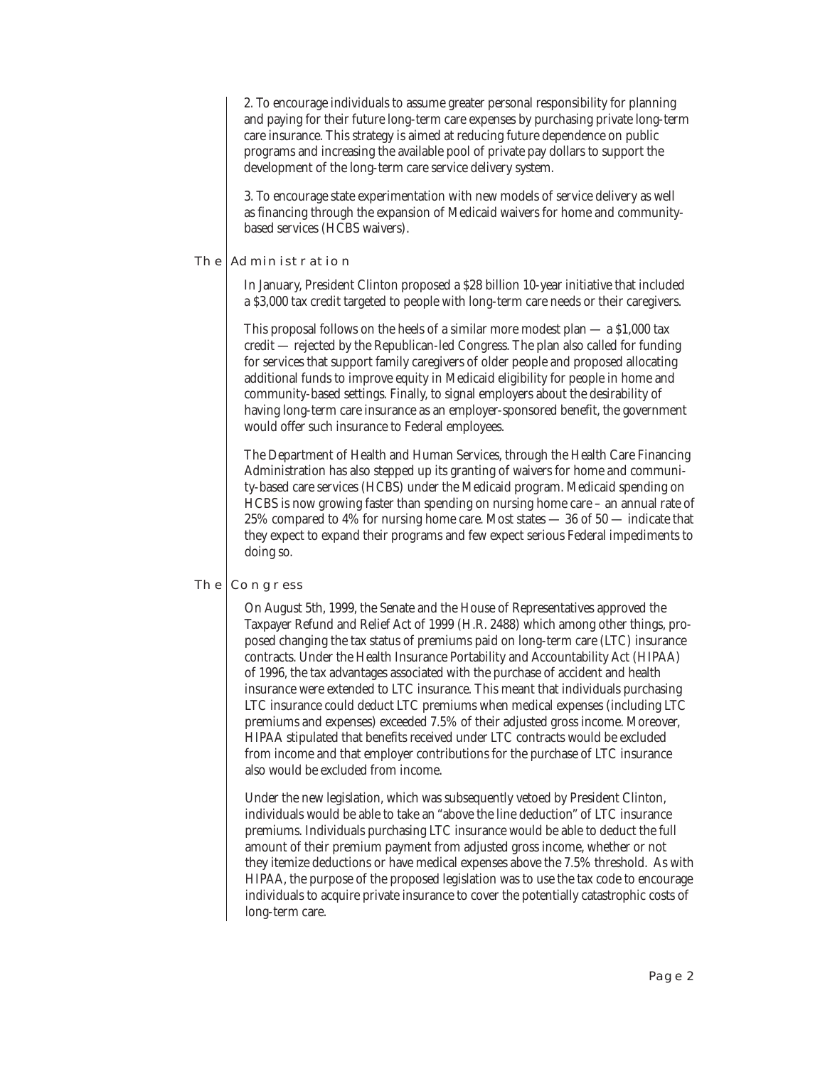2. To encourage individuals to assume greater personal responsibility for planning and paying for their future long-term care expenses by purchasing private long-term care insurance. This strategy is aimed at reducing future dependence on public programs and increasing the available pool of private pay dollars to support the development of the long-term care service delivery system.

3. To encourage state experimentation with new models of service delivery as well as financing through the expansion of Medicaid waivers for home and community-based services (HCBS waivers).

## The Administration

In January, President Clinton proposed a $28 billion 10-year initiative that included a $3,000 tax credit targeted to people with long-term care needs or their caregivers.

This proposal follows on the heels of a similar more modest plan — a $1,000 tax credit — rejected by the Republican-led Congress. The plan also called for funding for services that support family caregivers of older people and proposed allocating additional funds to improve equity in Medicaid eligibility for people in home and community-based settings. Finally, to signal employers about the desirability of having long-term care insurance as an employer-sponsored benefit, the government would offer such insurance to Federal employees.

The Department of Health and Human Services, through the Health Care Financing Administration has also stepped up its granting of waivers for home and community-based care services (HCBS) under the Medicaid program. Medicaid spending on HCBS is now growing faster than spending on nursing home care – an annual rate of 25% compared to 4% for nursing home care. Most states — 36 of 50 — indicate that they expect to expand their programs and few expect serious Federal impediments to doing so.

## The Congress

On August 5th, 1999, the Senate and the House of Representatives approved the Taxpayer Refund and Relief Act of 1999 (H.R. 2488) which among other things, proposed changing the tax status of premiums paid on long-term care (LTC) insurance contracts. Under the Health Insurance Portability and Accountability Act (HIPAA) of 1996, the tax advantages associated with the purchase of accident and health insurance were extended to LTC insurance. This meant that individuals purchasing LTC insurance could deduct LTC premiums when medical expenses (including LTC premiums and expenses) exceeded 7.5% of their adjusted gross income. Moreover, HIPAA stipulated that benefits received under LTC contracts would be excluded from income and that employer contributions for the purchase of LTC insurance also would be excluded from income.

Under the new legislation, which was subsequently vetoed by President Clinton, individuals would be able to take an "above the line deduction" of LTC insurance premiums. Individuals purchasing LTC insurance would be able to deduct the full amount of their premium payment from adjusted gross income, whether or not they itemize deductions or have medical expenses above the 7.5% threshold. As with HIPAA, the purpose of the proposed legislation was to use the tax code to encourage individuals to acquire private insurance to cover the potentially catastrophic costs of long-term care.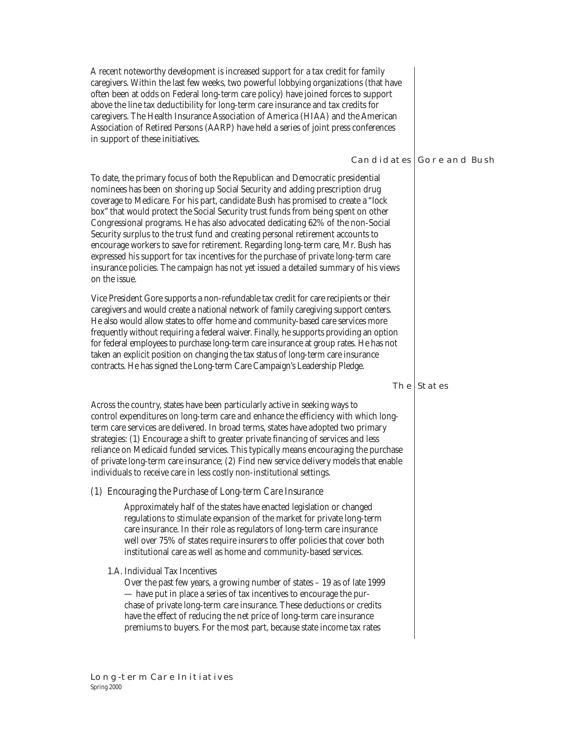A recent noteworthy development is increased support for a tax credit for family caregivers. Within the last few weeks, two powerful lobbying organizations (that have often been at odds on Federal long-term care policy) have joined forces to support above the line tax deductibility for long-term care insurance and tax credits for caregivers. The Health Insurance Association of America (HIAA) and the American Association of Retired Persons (AARP) have held a series of joint press conferences in support of these initiatives.

## Candidates Gore and Bush

To date, the primary focus of both the Republican and Democratic presidential nominees has been on shoring up Social Security and adding prescription drug coverage to Medicare. For his part, candidate Bush has promised to create a "lock box" that would protect the Social Security trust funds from being spent on other Congressional programs. He has also advocated dedicating 62% of the non-Social Security surplus to the trust fund and creating personal retirement accounts to encourage workers to save for retirement. Regarding long-term care, Mr. Bush has expressed his support for tax incentives for the purchase of private long-term care insurance policies. The campaign has not yet issued a detailed summary of his views on the issue.

Vice President Gore supports a non-refundable tax credit for care recipients or their caregivers and would create a national network of family caregiving support centers. He also would allow states to offer home and community-based care services more frequently without requiring a federal waiver. Finally, he supports providing an option for federal employees to purchase long-term care insurance at group rates. He has not taken an explicit position on changing the tax status of long-term care insurance contracts. He has signed the Long-term Care Campaign's Leadership Pledge.

## The States

Across the country, states have been particularly active in seeking ways to control expenditures on long-term care and enhance the efficiency with which long-term care services are delivered. In broad terms, states have adopted two primary strategies: (1) Encourage a shift to greater private financing of services and less reliance on Medicaid funded services. This typically means encouraging the purchase of private long-term care insurance; (2) Find new service delivery models that enable individuals to receive care in less costly non-institutional settings.

### *(1) Encouraging the Purchase of Long-term Care Insurance*

Approximately half of the states have enacted legislation or changed regulations to stimulate expansion of the market for private long-term care insurance. In their role as regulators of long-term care insurance well over 75% of states require insurers to offer policies that cover both institutional care as well as home and community-based services.

#### 1.A. Individual Tax Incentives

Over the past few years, a growing number of states – 19 as of late 1999 — have put in place a series of tax incentives to encourage the purchase of private long-term care insurance. These deductions or credits have the effect of reducing the net price of long-term care insurance premiums to buyers. For the most part, because state income tax rates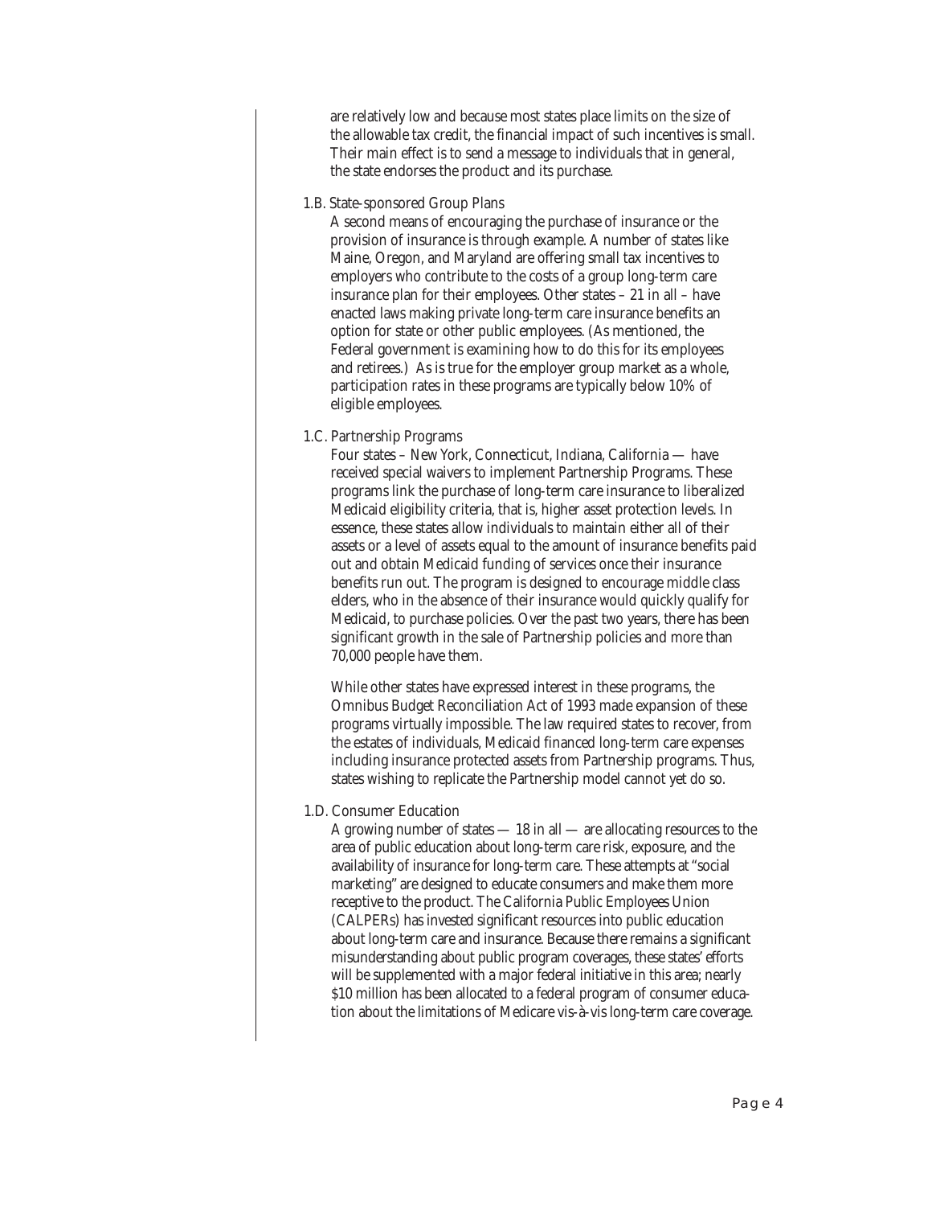are relatively low and because most states place limits on the size of the allowable tax credit, the financial impact of such incentives is small. Their main effect is to send a message to individuals that in general, the state endorses the product and its purchase.

### 1.B. State-sponsored Group Plans

A second means of encouraging the purchase of insurance or the provision of insurance is through example. A number of states like Maine, Oregon, and Maryland are offering small tax incentives to employers who contribute to the costs of a group long-term care insurance plan for their employees. Other states – 21 in all – have enacted laws making private long-term care insurance benefits an option for state or other public employees. (As mentioned, the Federal government is examining how to do this for its employees and retirees.) As is true for the employer group market as a whole, participation rates in these programs are typically below 10% of eligible employees.

### 1.C. Partnership Programs

Four states – New York, Connecticut, Indiana, California — have received special waivers to implement Partnership Programs. These programs link the purchase of long-term care insurance to liberalized Medicaid eligibility criteria, that is, higher asset protection levels. In essence, these states allow individuals to maintain either all of their assets or a level of assets equal to the amount of insurance benefits paid out and obtain Medicaid funding of services once their insurance benefits run out. The program is designed to encourage middle class elders, who in the absence of their insurance would quickly qualify for Medicaid, to purchase policies. Over the past two years, there has been significant growth in the sale of Partnership policies and more than 70,000 people have them.

While other states have expressed interest in these programs, the Omnibus Budget Reconciliation Act of 1993 made expansion of these programs virtually impossible. The law required states to recover, from the estates of individuals, Medicaid financed long-term care expenses including insurance protected assets from Partnership programs. Thus, states wishing to replicate the Partnership model cannot yet do so.

### 1.D. Consumer Education

A growing number of states — 18 in all — are allocating resources to the area of public education about long-term care risk, exposure, and the availability of insurance for long-term care. These attempts at "social marketing" are designed to educate consumers and make them more receptive to the product. The California Public Employees Union (CALPERs) has invested significant resources into public education about long-term care and insurance. Because there remains a significant misunderstanding about public program coverages, these states' efforts will be supplemented with a major federal initiative in this area; nearly $10 million has been allocated to a federal program of consumer education about the limitations of Medicare vis-à-vis long-term care coverage.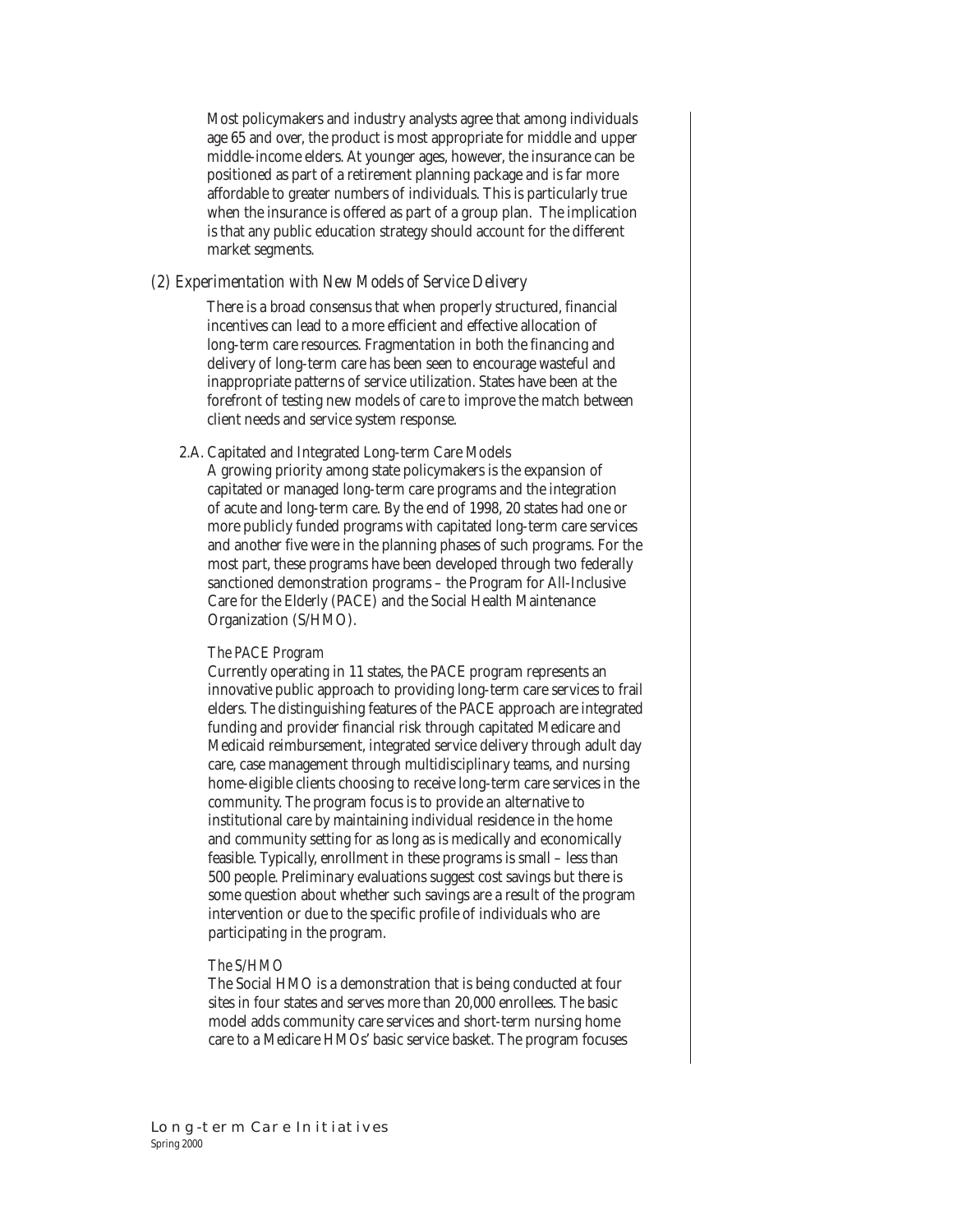Most policymakers and industry analysts agree that among individuals age 65 and over, the product is most appropriate for middle and upper middle-income elders. At younger ages, however, the insurance can be positioned as part of a retirement planning package and is far more affordable to greater numbers of individuals. This is particularly true when the insurance is offered as part of a group plan. The implication is that any public education strategy should account for the different market segments.

### *(2) Experimentation with New Models of Service Delivery*

There is a broad consensus that when properly structured, financial incentives can lead to a more efficient and effective allocation of long-term care resources. Fragmentation in both the financing and delivery of long-term care has been seen to encourage wasteful and inappropriate patterns of service utilization. States have been at the forefront of testing new models of care to improve the match between client needs and service system response.

#### 2.A. Capitated and Integrated Long-term Care Models

A growing priority among state policymakers is the expansion of capitated or managed long-term care programs and the integration of acute and long-term care. By the end of 1998, 20 states had one or more publicly funded programs with capitated long-term care services and another five were in the planning phases of such programs. For the most part, these programs have been developed through two federally sanctioned demonstration programs – the Program for All-Inclusive Care for the Elderly (PACE) and the Social Health Maintenance Organization (S/HMO).

*The PACE Program*

Currently operating in 11 states, the PACE program represents an innovative public approach to providing long-term care services to frail elders. The distinguishing features of the PACE approach are integrated funding and provider financial risk through capitated Medicare and Medicaid reimbursement, integrated service delivery through adult day care, case management through multidisciplinary teams, and nursing home-eligible clients choosing to receive long-term care services in the community. The program focus is to provide an alternative to institutional care by maintaining individual residence in the home and community setting for as long as is medically and economically feasible. Typically, enrollment in these programs is small – less than 500 people. Preliminary evaluations suggest cost savings but there is some question about whether such savings are a result of the program intervention or due to the specific profile of individuals who are participating in the program.

*The S/HMO*

The Social HMO is a demonstration that is being conducted at four sites in four states and serves more than 20,000 enrollees. The basic model adds community care services and short-term nursing home care to a Medicare HMOs' basic service basket. The program focuses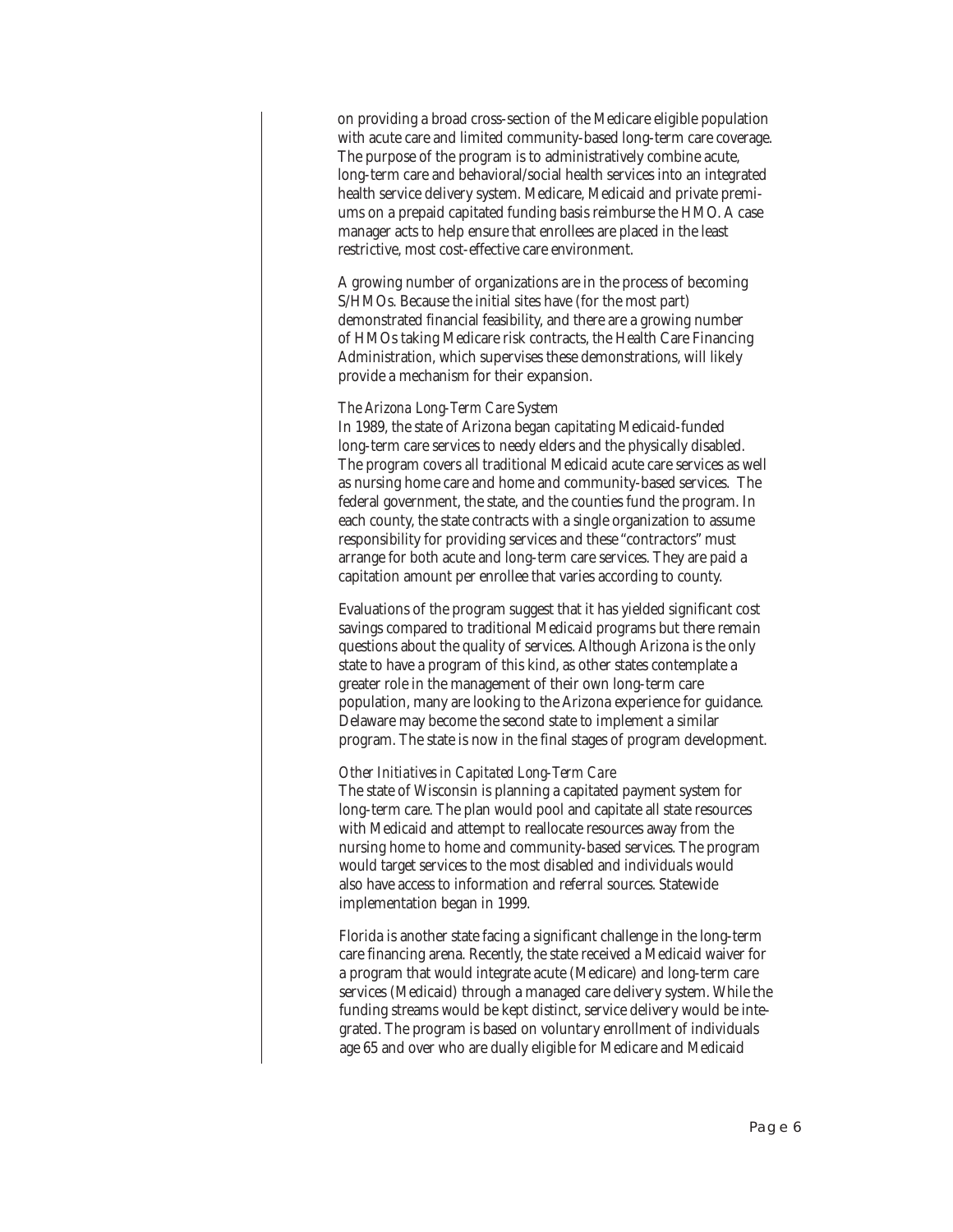on providing a broad cross-section of the Medicare eligible population with acute care and limited community-based long-term care coverage. The purpose of the program is to administratively combine acute, long-term care and behavioral/social health services into an integrated health service delivery system. Medicare, Medicaid and private premiums on a prepaid capitated funding basis reimburse the HMO. A case manager acts to help ensure that enrollees are placed in the least restrictive, most cost-effective care environment.

A growing number of organizations are in the process of becoming S/HMOs. Because the initial sites have (for the most part) demonstrated financial feasibility, and there are a growing number of HMOs taking Medicare risk contracts, the Health Care Financing Administration, which supervises these demonstrations, will likely provide a mechanism for their expansion.

*The Arizona Long-Term Care System*

In 1989, the state of Arizona began capitating Medicaid-funded long-term care services to needy elders and the physically disabled. The program covers all traditional Medicaid acute care services as well as nursing home care and home and community-based services. The federal government, the state, and the counties fund the program. In each county, the state contracts with a single organization to assume responsibility for providing services and these "contractors" must arrange for both acute and long-term care services. They are paid a capitation amount per enrollee that varies according to county.

Evaluations of the program suggest that it has yielded significant cost savings compared to traditional Medicaid programs but there remain questions about the quality of services. Although Arizona is the only state to have a program of this kind, as other states contemplate a greater role in the management of their own long-term care population, many are looking to the Arizona experience for guidance. Delaware may become the second state to implement a similar program. The state is now in the final stages of program development.

*Other Initiatives in Capitated Long-Term Care*

The state of Wisconsin is planning a capitated payment system for long-term care. The plan would pool and capitate all state resources with Medicaid and attempt to reallocate resources away from the nursing home to home and community-based services. The program would target services to the most disabled and individuals would also have access to information and referral sources. Statewide implementation began in 1999.

Florida is another state facing a significant challenge in the long-term care financing arena. Recently, the state received a Medicaid waiver for a program that would integrate acute (Medicare) and long-term care services (Medicaid) through a managed care delivery system. While the funding streams would be kept distinct, service delivery would be integrated. The program is based on voluntary enrollment of individuals age 65 and over who are dually eligible for Medicare and Medicaid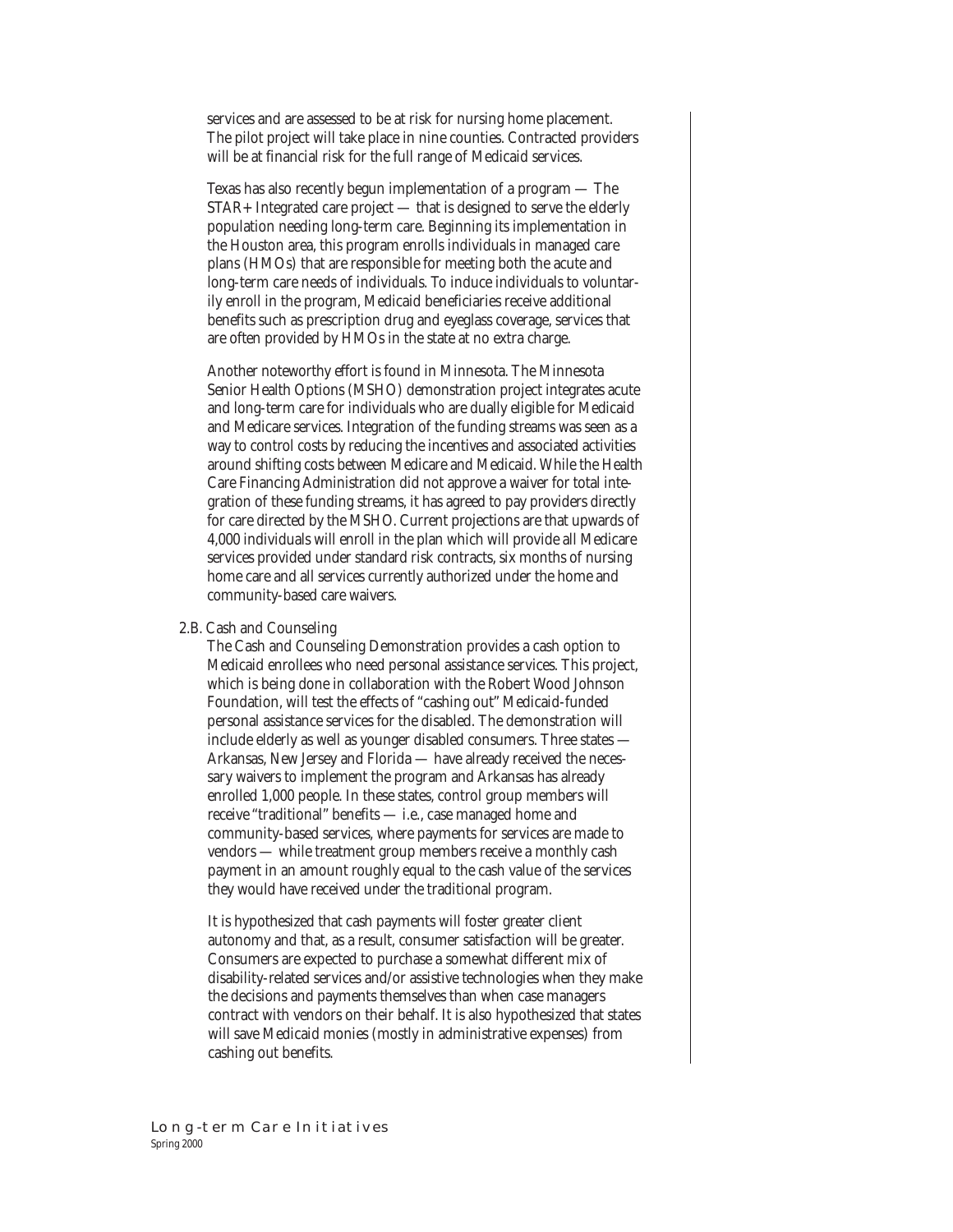services and are assessed to be at risk for nursing home placement. The pilot project will take place in nine counties. Contracted providers will be at financial risk for the full range of Medicaid services.

Texas has also recently begun implementation of a program — The STAR+ Integrated care project — that is designed to serve the elderly population needing long-term care. Beginning its implementation in the Houston area, this program enrolls individuals in managed care plans (HMOs) that are responsible for meeting both the acute and long-term care needs of individuals. To induce individuals to voluntarily enroll in the program, Medicaid beneficiaries receive additional benefits such as prescription drug and eyeglass coverage, services that are often provided by HMOs in the state at no extra charge.

Another noteworthy effort is found in Minnesota. The Minnesota Senior Health Options (MSHO) demonstration project integrates acute and long-term care for individuals who are dually eligible for Medicaid and Medicare services. Integration of the funding streams was seen as a way to control costs by reducing the incentives and associated activities around shifting costs between Medicare and Medicaid. While the Health Care Financing Administration did not approve a waiver for total integration of these funding streams, it has agreed to pay providers directly for care directed by the MSHO. Current projections are that upwards of 4,000 individuals will enroll in the plan which will provide all Medicare services provided under standard risk contracts, six months of nursing home care and all services currently authorized under the home and community-based care waivers.

### 2.B. Cash and Counseling

The Cash and Counseling Demonstration provides a cash option to Medicaid enrollees who need personal assistance services. This project, which is being done in collaboration with the Robert Wood Johnson Foundation, will test the effects of "cashing out" Medicaid-funded personal assistance services for the disabled. The demonstration will include elderly as well as younger disabled consumers. Three states — Arkansas, New Jersey and Florida — have already received the necessary waivers to implement the program and Arkansas has already enrolled 1,000 people. In these states, control group members will receive "traditional" benefits — i.e., case managed home and community-based services, where payments for services are made to vendors — while treatment group members receive a monthly cash payment in an amount roughly equal to the cash value of the services they would have received under the traditional program.

It is hypothesized that cash payments will foster greater client autonomy and that, as a result, consumer satisfaction will be greater. Consumers are expected to purchase a somewhat different mix of disability-related services and/or assistive technologies when they make the decisions and payments themselves than when case managers contract with vendors on their behalf. It is also hypothesized that states will save Medicaid monies (mostly in administrative expenses) from cashing out benefits.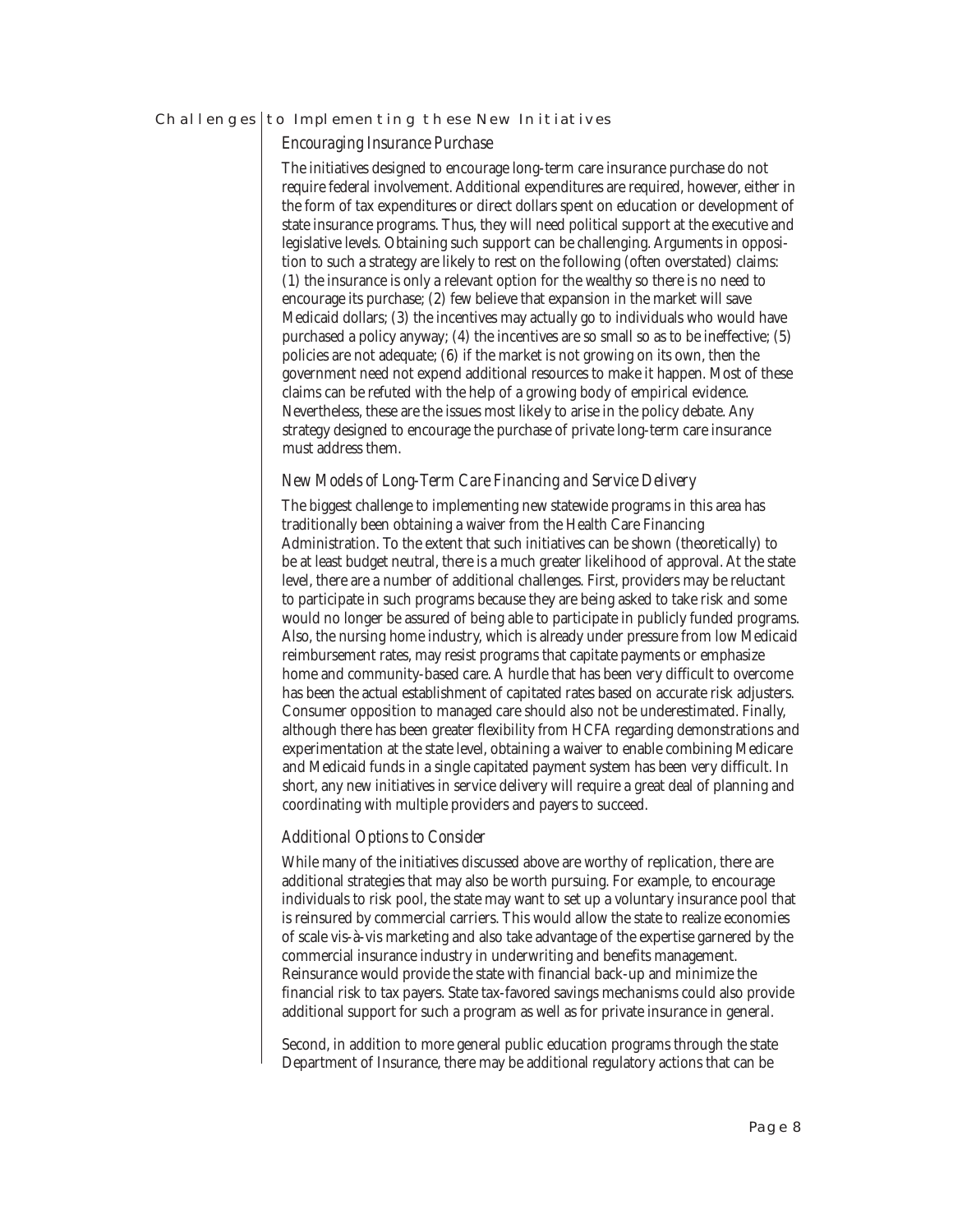## Challenges to Implementing these New Initiatives

### *Encouraging Insurance Purchase*

The initiatives designed to encourage long-term care insurance purchase do not require federal involvement. Additional expenditures are required, however, either in the form of tax expenditures or direct dollars spent on education or development of state insurance programs. Thus, they will need political support at the executive and legislative levels. Obtaining such support can be challenging. Arguments in opposition to such a strategy are likely to rest on the following (often overstated) claims: (1) the insurance is only a relevant option for the wealthy so there is no need to encourage its purchase; (2) few believe that expansion in the market will save Medicaid dollars; (3) the incentives may actually go to individuals who would have purchased a policy anyway; (4) the incentives are so small so as to be ineffective; (5) policies are not adequate; (6) if the market is not growing on its own, then the government need not expend additional resources to make it happen. Most of these claims can be refuted with the help of a growing body of empirical evidence. Nevertheless, these are the issues most likely to arise in the policy debate. Any strategy designed to encourage the purchase of private long-term care insurance must address them.

### *New Models of Long-Term Care Financing and Service Delivery*

The biggest challenge to implementing new statewide programs in this area has traditionally been obtaining a waiver from the Health Care Financing Administration. To the extent that such initiatives can be shown (theoretically) to be at least budget neutral, there is a much greater likelihood of approval. At the state level, there are a number of additional challenges. First, providers may be reluctant to participate in such programs because they are being asked to take risk and some would no longer be assured of being able to participate in publicly funded programs. Also, the nursing home industry, which is already under pressure from low Medicaid reimbursement rates, may resist programs that capitate payments or emphasize home and community-based care. A hurdle that has been very difficult to overcome has been the actual establishment of capitated rates based on accurate risk adjusters. Consumer opposition to managed care should also not be underestimated. Finally, although there has been greater flexibility from HCFA regarding demonstrations and experimentation at the state level, obtaining a waiver to enable combining Medicare and Medicaid funds in a single capitated payment system has been very difficult. In short, any new initiatives in service delivery will require a great deal of planning and coordinating with multiple providers and payers to succeed.

### *Additional Options to Consider*

While many of the initiatives discussed above are worthy of replication, there are additional strategies that may also be worth pursuing. For example, to encourage individuals to risk pool, the state may want to set up a voluntary insurance pool that is reinsured by commercial carriers. This would allow the state to realize economies of scale vis-à-vis marketing and also take advantage of the expertise garnered by the commercial insurance industry in underwriting and benefits management. Reinsurance would provide the state with financial back-up and minimize the financial risk to tax payers. State tax-favored savings mechanisms could also provide additional support for such a program as well as for private insurance in general.

Second, in addition to more general public education programs through the state Department of Insurance, there may be additional regulatory actions that can be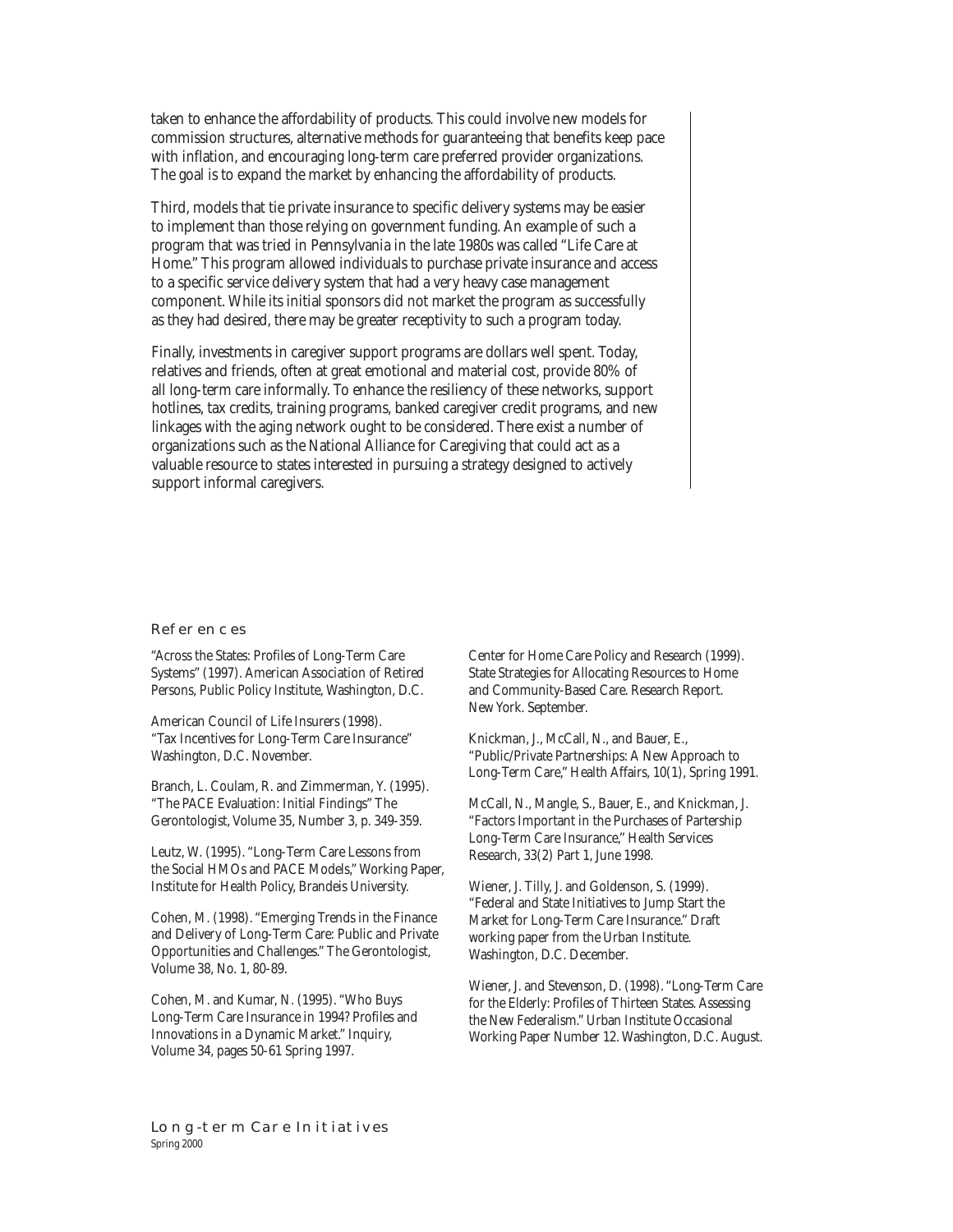taken to enhance the affordability of products. This could involve new models for commission structures, alternative methods for guaranteeing that benefits keep pace with inflation, and encouraging long-term care preferred provider organizations. The goal is to expand the market by enhancing the affordability of products.

Third, models that tie private insurance to specific delivery systems may be easier to implement than those relying on government funding. An example of such a program that was tried in Pennsylvania in the late 1980s was called "Life Care at Home." This program allowed individuals to purchase private insurance and access to a specific service delivery system that had a very heavy case management component. While its initial sponsors did not market the program as successfully as they had desired, there may be greater receptivity to such a program today.

Finally, investments in caregiver support programs are dollars well spent. Today, relatives and friends, often at great emotional and material cost, provide 80% of all long-term care informally. To enhance the resiliency of these networks, support hotlines, tax credits, training programs, banked caregiver credit programs, and new linkages with the aging network ought to be considered. There exist a number of organizations such as the National Alliance for Caregiving that could act as a valuable resource to states interested in pursuing a strategy designed to actively support informal caregivers.

## References

"Across the States: Profiles of Long-Term Care Systems" (1997). American Association of Retired Persons, Public Policy Institute, Washington, D.C.

American Council of Life Insurers (1998). "Tax Incentives for Long-Term Care Insurance" Washington, D.C. November.

Branch, L. Coulam, R. and Zimmerman, Y. (1995). "The PACE Evaluation: Initial Findings" The Gerontologist, Volume 35, Number 3, p. 349-359.

Leutz, W. (1995). "Long-Term Care Lessons from the Social HMOs and PACE Models," Working Paper, Institute for Health Policy, Brandeis University.

Cohen, M. (1998). "Emerging Trends in the Finance and Delivery of Long-Term Care: Public and Private Opportunities and Challenges." The Gerontologist, Volume 38, No. 1, 80-89.

Cohen, M. and Kumar, N. (1995). "Who Buys Long-Term Care Insurance in 1994? Profiles and Innovations in a Dynamic Market." Inquiry, Volume 34, pages 50-61 Spring 1997.

Center for Home Care Policy and Research (1999). State Strategies for Allocating Resources to Home and Community-Based Care. Research Report. New York. September.

Knickman, J., McCall, N., and Bauer, E., "Public/Private Partnerships: A New Approach to Long-Term Care," Health Affairs, 10(1), Spring 1991.

McCall, N., Mangle, S., Bauer, E., and Knickman, J. "Factors Important in the Purchases of Partership Long-Term Care Insurance," Health Services Research, 33(2) Part 1, June 1998.

Wiener, J. Tilly, J. and Goldenson, S. (1999). "Federal and State Initiatives to Jump Start the Market for Long-Term Care Insurance." Draft working paper from the Urban Institute. Washington, D.C. December.

Wiener, J. and Stevenson, D. (1998). "Long-Term Care for the Elderly: Profiles of Thirteen States. Assessing the New Federalism." Urban Institute Occasional Working Paper Number 12. Washington, D.C. August.